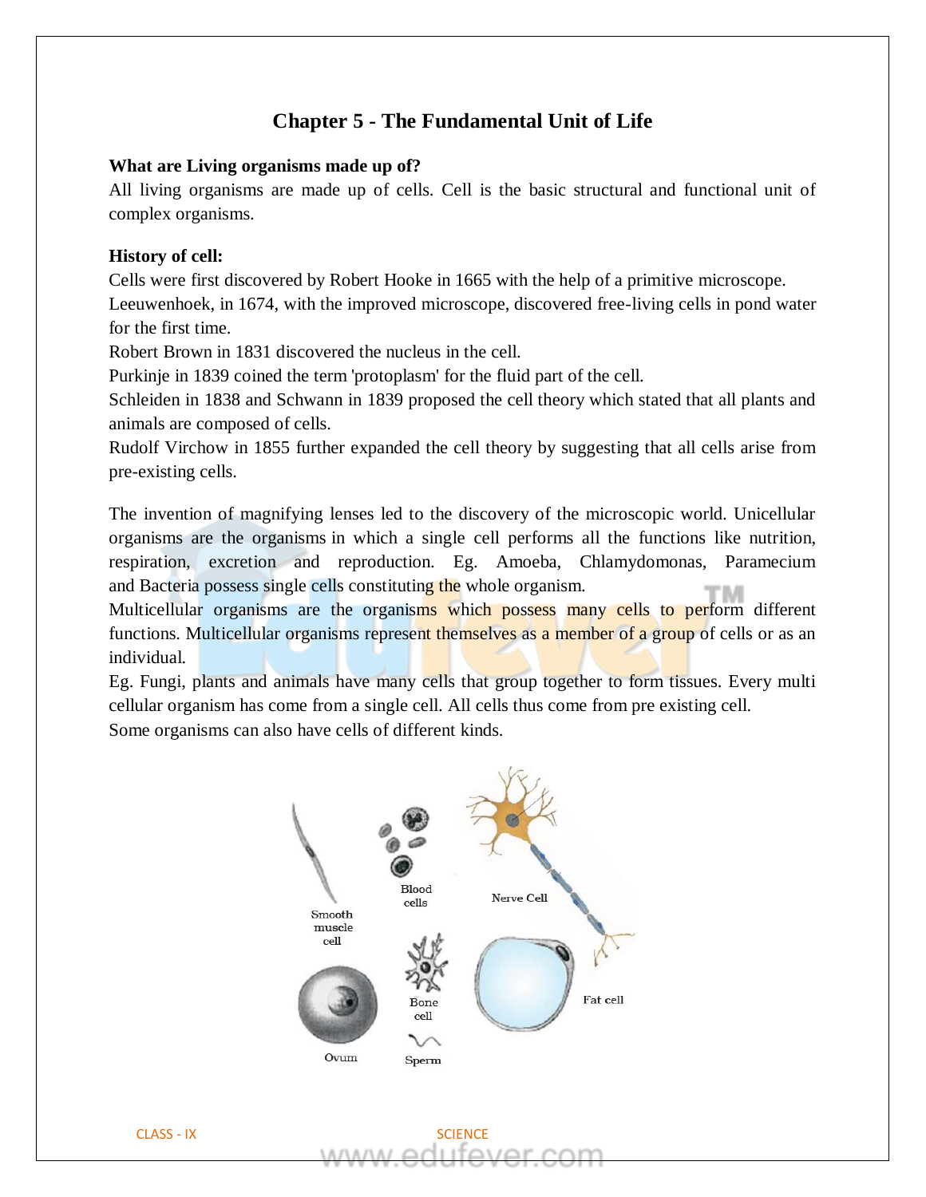# Chapter 5 - The Fundamental Unit of Life

**What are Living organisms made up of?**

All living organisms are made up of cells. Cell is the basic structural and functional unit of complex organisms.

**History of cell:**

Cells were first discovered by Robert Hooke in 1665 with the help of a primitive microscope.

Leeuwenhoek, in 1674, with the improved microscope, discovered free-living cells in pond water for the first time.

Robert Brown in 1831 discovered the nucleus in the cell.

Purkinje in 1839 coined the term 'protoplasm' for the fluid part of the cell.

Schleiden in 1838 and Schwann in 1839 proposed the cell theory which stated that all plants and animals are composed of cells.

Rudolf Virchow in 1855 further expanded the cell theory by suggesting that all cells arise from pre-existing cells.

The invention of magnifying lenses led to the discovery of the microscopic world. Unicellular organisms are the organisms in which a single cell performs all the functions like nutrition, respiration, excretion and reproduction. Eg. Amoeba, Chlamydomonas, Paramecium and Bacteria possess single cells constituting the whole organism.

Multicellular organisms are the organisms which possess many cells to perform different functions. Multicellular organisms represent themselves as a member of a group of cells or as an individual.

Eg. Fungi, plants and animals have many cells that group together to form tissues. Every multi cellular organism has come from a single cell. All cells thus come from pre existing cell.

Some organisms can also have cells of different kinds.

Smooth muscle cell, Blood cells, Nerve Cell, Bone cell, Fat cell, Ovum, Sperm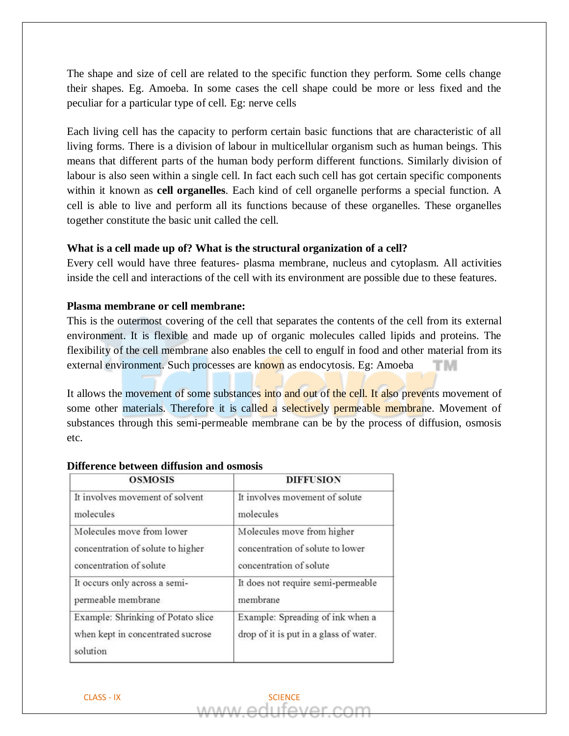The shape and size of cell are related to the specific function they perform. Some cells change their shapes. Eg. Amoeba. In some cases the cell shape could be more or less fixed and the peculiar for a particular type of cell. Eg: nerve cells

Each living cell has the capacity to perform certain basic functions that are characteristic of all living forms. There is a division of labour in multicellular organism such as human beings. This means that different parts of the human body perform different functions. Similarly division of labour is also seen within a single cell. In fact each such cell has got certain specific components within it known as **cell organelles**. Each kind of cell organelle performs a special function. A cell is able to live and perform all its functions because of these organelles. These organelles together constitute the basic unit called the cell.

**What is a cell made up of? What is the structural organization of a cell?**

Every cell would have three features- plasma membrane, nucleus and cytoplasm. All activities inside the cell and interactions of the cell with its environment are possible due to these features.

**Plasma membrane or cell membrane:**

This is the outermost covering of the cell that separates the contents of the cell from its external environment. It is flexible and made up of organic molecules called lipids and proteins. The flexibility of the cell membrane also enables the cell to engulf in food and other material from its external environment. Such processes are known as endocytosis. Eg: Amoeba

It allows the movement of some substances into and out of the cell. It also prevents movement of some other materials. Therefore it is called a selectively permeable membrane. Movement of substances through this semi-permeable membrane can be by the process of diffusion, osmosis etc.

**Difference between diffusion and osmosis**

| OSMOSIS | DIFFUSION |
|---|---|
| It involves movement of solvent molecules | It involves movement of solute molecules |
| Molecules move from lower concentration of solute to higher concentration of solute | Molecules move from higher concentration of solute to lower concentration of solute |
| It occurs only across a semi-permeable membrane | It does not require semi-permeable membrane |
| Example: Shrinking of Potato slice when kept in concentrated sucrose solution | Example: Spreading of ink when a drop of it is put in a glass of water. |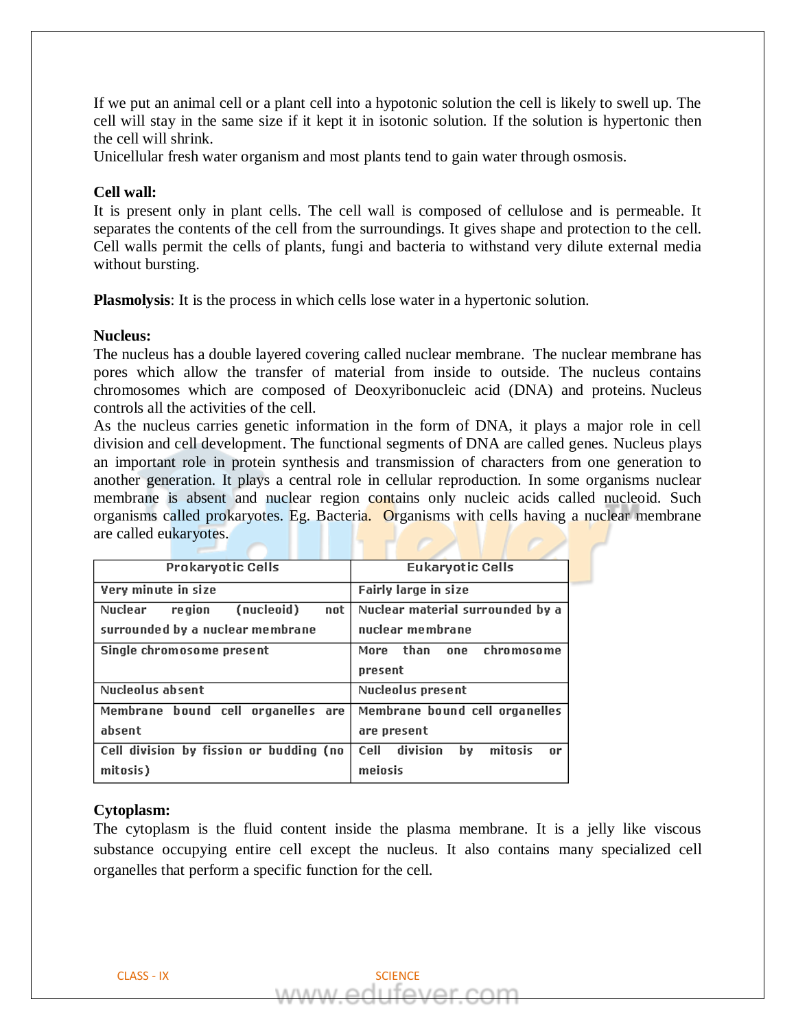If we put an animal cell or a plant cell into a hypotonic solution the cell is likely to swell up. The cell will stay in the same size if it kept it in isotonic solution. If the solution is hypertonic then the cell will shrink.
Unicellular fresh water organism and most plants tend to gain water through osmosis.

**Cell wall:**
It is present only in plant cells. The cell wall is composed of cellulose and is permeable. It separates the contents of the cell from the surroundings. It gives shape and protection to the cell. Cell walls permit the cells of plants, fungi and bacteria to withstand very dilute external media without bursting.

**Plasmolysis**: It is the process in which cells lose water in a hypertonic solution.

**Nucleus:**
The nucleus has a double layered covering called nuclear membrane. The nuclear membrane has pores which allow the transfer of material from inside to outside. The nucleus contains chromosomes which are composed of Deoxyribonucleic acid (DNA) and proteins. Nucleus controls all the activities of the cell.
As the nucleus carries genetic information in the form of DNA, it plays a major role in cell division and cell development. The functional segments of DNA are called genes. Nucleus plays an important role in protein synthesis and transmission of characters from one generation to another generation. It plays a central role in cellular reproduction. In some organisms nuclear membrane is absent and nuclear region contains only nucleic acids called nucleoid. Such organisms called prokaryotes. Eg. Bacteria. Organisms with cells having a nuclear membrane are called eukaryotes.

| Prokaryotic Cells | Eukaryotic Cells |
| --- | --- |
| Very minute in size | Fairly large in size |
| Nuclear region (nucleoid) not surrounded by a nuclear membrane | Nuclear material surrounded by a nuclear membrane |
| Single chromosome present | More than one chromosome present |
| Nucleolus absent | Nucleolus present |
| Membrane bound cell organelles are absent | Membrane bound cell organelles are present |
| Cell division by fission or budding (no mitosis) | Cell division by mitosis or meiosis |

**Cytoplasm:**
The cytoplasm is the fluid content inside the plasma membrane. It is a jelly like viscous substance occupying entire cell except the nucleus. It also contains many specialized cell organelles that perform a specific function for the cell.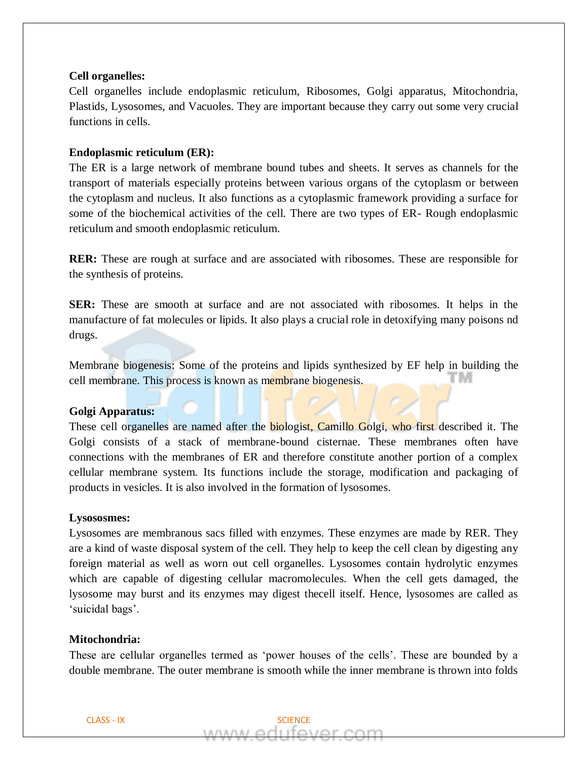**Cell organelles:**

Cell organelles include endoplasmic reticulum, Ribosomes, Golgi apparatus, Mitochondria, Plastids, Lysosomes, and Vacuoles. They are important because they carry out some very crucial functions in cells.

**Endoplasmic reticulum (ER):**

The ER is a large network of membrane bound tubes and sheets. It serves as channels for the transport of materials especially proteins between various organs of the cytoplasm or between the cytoplasm and nucleus. It also functions as a cytoplasmic framework providing a surface for some of the biochemical activities of the cell. There are two types of ER- Rough endoplasmic reticulum and smooth endoplasmic reticulum.

**RER:** These are rough at surface and are associated with ribosomes. These are responsible for the synthesis of proteins.

**SER:** These are smooth at surface and are not associated with ribosomes. It helps in the manufacture of fat molecules or lipids. It also plays a crucial role in detoxifying many poisons nd drugs.

Membrane biogenesis: Some of the proteins and lipids synthesized by EF help in building the cell membrane. This process is known as membrane biogenesis.

**Golgi Apparatus:**

These cell organelles are named after the biologist, Camillo Golgi, who first described it. The Golgi consists of a stack of membrane-bound cisternae. These membranes often have connections with the membranes of ER and therefore constitute another portion of a complex cellular membrane system. Its functions include the storage, modification and packaging of products in vesicles. It is also involved in the formation of lysosomes.

**Lysososmes:**

Lysosomes are membranous sacs filled with enzymes. These enzymes are made by RER. They are a kind of waste disposal system of the cell. They help to keep the cell clean by digesting any foreign material as well as worn out cell organelles. Lysosomes contain hydrolytic enzymes which are capable of digesting cellular macromolecules. When the cell gets damaged, the lysosome may burst and its enzymes may digest thecell itself. Hence, lysosomes are called as 'suicidal bags'.

**Mitochondria:**

These are cellular organelles termed as 'power houses of the cells'. These are bounded by a double membrane. The outer membrane is smooth while the inner membrane is thrown into folds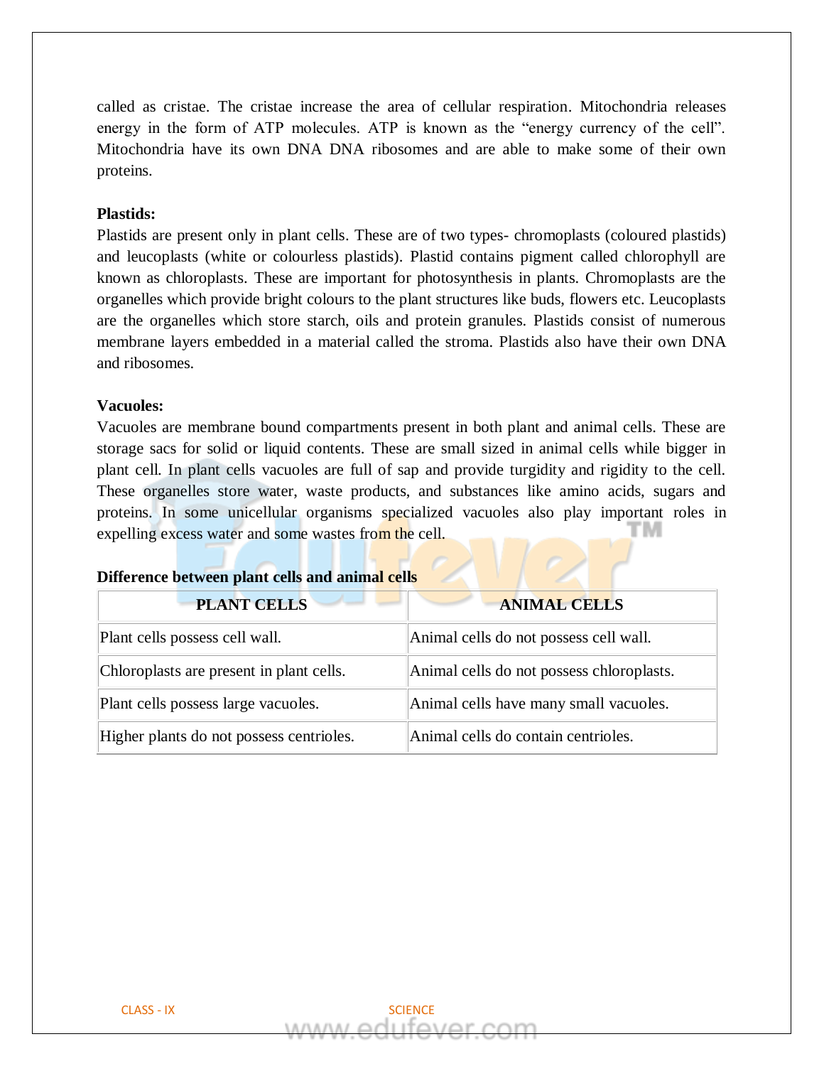called as cristae. The cristae increase the area of cellular respiration. Mitochondria releases energy in the form of ATP molecules. ATP is known as the "energy currency of the cell". Mitochondria have its own DNA DNA ribosomes and are able to make some of their own proteins.

**Plastids:**

Plastids are present only in plant cells. These are of two types- chromoplasts (coloured plastids) and leucoplasts (white or colourless plastids). Plastid contains pigment called chlorophyll are known as chloroplasts. These are important for photosynthesis in plants. Chromoplasts are the organelles which provide bright colours to the plant structures like buds, flowers etc. Leucoplasts are the organelles which store starch, oils and protein granules. Plastids consist of numerous membrane layers embedded in a material called the stroma. Plastids also have their own DNA and ribosomes.

**Vacuoles:**

Vacuoles are membrane bound compartments present in both plant and animal cells. These are storage sacs for solid or liquid contents. These are small sized in animal cells while bigger in plant cell. In plant cells vacuoles are full of sap and provide turgidity and rigidity to the cell. These organelles store water, waste products, and substances like amino acids, sugars and proteins. In some unicellular organisms specialized vacuoles also play important roles in expelling excess water and some wastes from the cell.

**Difference between plant cells and animal cells**

| PLANT CELLS | ANIMAL CELLS |
|---|---|
| Plant cells possess cell wall. | Animal cells do not possess cell wall. |
| Chloroplasts are present in plant cells. | Animal cells do not possess chloroplasts. |
| Plant cells possess large vacuoles. | Animal cells have many small vacuoles. |
| Higher plants do not possess centrioles. | Animal cells do contain centrioles. |